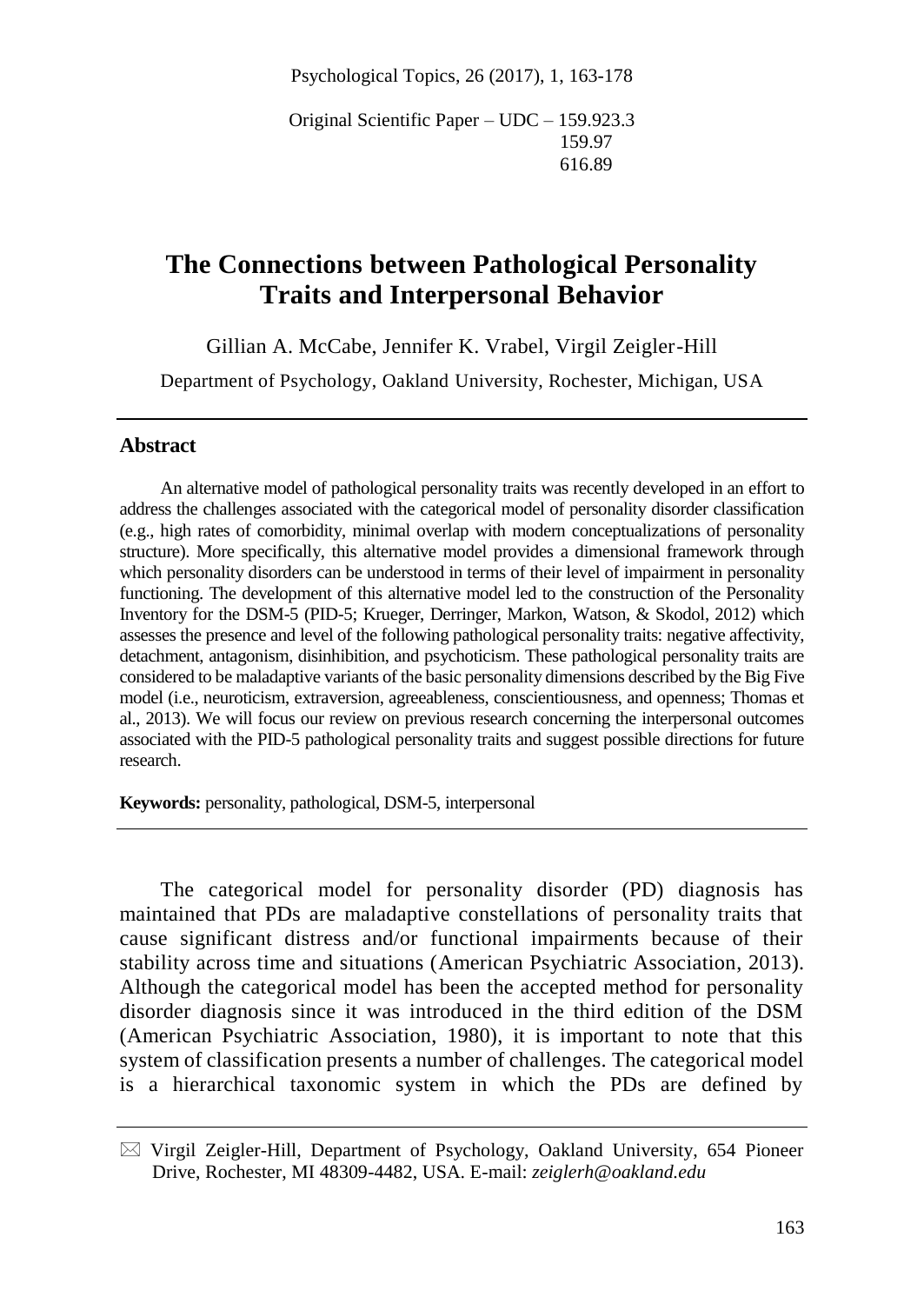Original Scientific Paper – UDC – 159.923.3
159.97
616.89

# The Connections between Pathological Personality Traits and Interpersonal Behavior

Gillian A. McCabe, Jennifer K. Vrabel, Virgil Zeigler-Hill

Department of Psychology, Oakland University, Rochester, Michigan, USA

## Abstract

An alternative model of pathological personality traits was recently developed in an effort to address the challenges associated with the categorical model of personality disorder classification (e.g., high rates of comorbidity, minimal overlap with modern conceptualizations of personality structure). More specifically, this alternative model provides a dimensional framework through which personality disorders can be understood in terms of their level of impairment in personality functioning. The development of this alternative model led to the construction of the Personality Inventory for the DSM-5 (PID-5; Krueger, Derringer, Markon, Watson, & Skodol, 2012) which assesses the presence and level of the following pathological personality traits: negative affectivity, detachment, antagonism, disinhibition, and psychoticism. These pathological personality traits are considered to be maladaptive variants of the basic personality dimensions described by the Big Five model (i.e., neuroticism, extraversion, agreeableness, conscientiousness, and openness; Thomas et al., 2013). We will focus our review on previous research concerning the interpersonal outcomes associated with the PID-5 pathological personality traits and suggest possible directions for future research.

**Keywords:** personality, pathological, DSM-5, interpersonal

---

The categorical model for personality disorder (PD) diagnosis has maintained that PDs are maladaptive constellations of personality traits that cause significant distress and/or functional impairments because of their stability across time and situations (American Psychiatric Association, 2013). Although the categorical model has been the accepted method for personality disorder diagnosis since it was introduced in the third edition of the DSM (American Psychiatric Association, 1980), it is important to note that this system of classification presents a number of challenges. The categorical model is a hierarchical taxonomic system in which the PDs are defined by

---

✉ Virgil Zeigler-Hill, Department of Psychology, Oakland University, 654 Pioneer Drive, Rochester, MI 48309-4482, USA. E-mail: *zeiglerh@oakland.edu*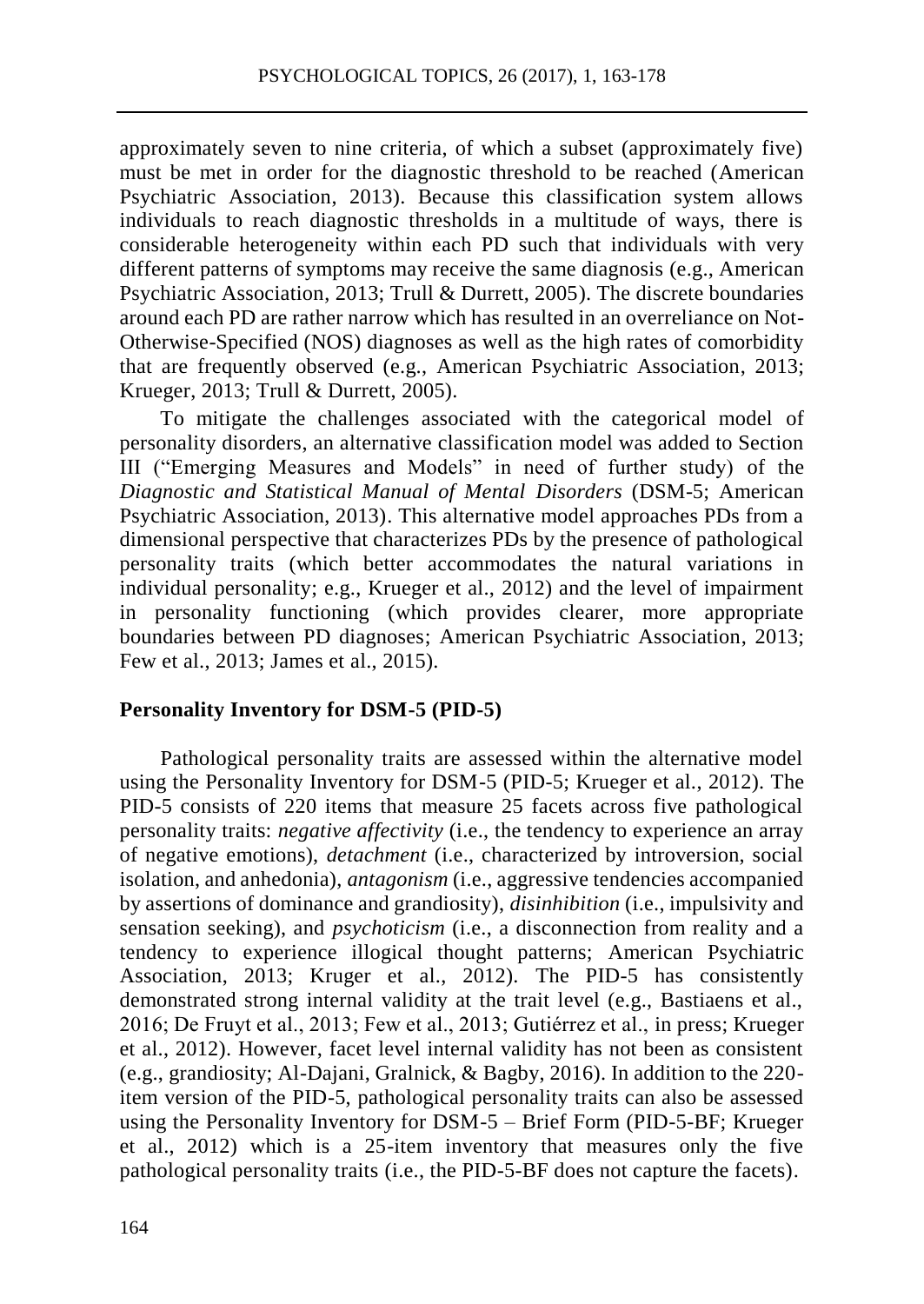approximately seven to nine criteria, of which a subset (approximately five) must be met in order for the diagnostic threshold to be reached (American Psychiatric Association, 2013). Because this classification system allows individuals to reach diagnostic thresholds in a multitude of ways, there is considerable heterogeneity within each PD such that individuals with very different patterns of symptoms may receive the same diagnosis (e.g., American Psychiatric Association, 2013; Trull & Durrett, 2005). The discrete boundaries around each PD are rather narrow which has resulted in an overreliance on Not-Otherwise-Specified (NOS) diagnoses as well as the high rates of comorbidity that are frequently observed (e.g., American Psychiatric Association, 2013; Krueger, 2013; Trull & Durrett, 2005).

To mitigate the challenges associated with the categorical model of personality disorders, an alternative classification model was added to Section III ("Emerging Measures and Models" in need of further study) of the *Diagnostic and Statistical Manual of Mental Disorders* (DSM-5; American Psychiatric Association, 2013). This alternative model approaches PDs from a dimensional perspective that characterizes PDs by the presence of pathological personality traits (which better accommodates the natural variations in individual personality; e.g., Krueger et al., 2012) and the level of impairment in personality functioning (which provides clearer, more appropriate boundaries between PD diagnoses; American Psychiatric Association, 2013; Few et al., 2013; James et al., 2015).

## Personality Inventory for DSM-5 (PID-5)

Pathological personality traits are assessed within the alternative model using the Personality Inventory for DSM-5 (PID-5; Krueger et al., 2012). The PID-5 consists of 220 items that measure 25 facets across five pathological personality traits: *negative affectivity* (i.e., the tendency to experience an array of negative emotions), *detachment* (i.e., characterized by introversion, social isolation, and anhedonia), *antagonism* (i.e., aggressive tendencies accompanied by assertions of dominance and grandiosity), *disinhibition* (i.e., impulsivity and sensation seeking), and *psychoticism* (i.e., a disconnection from reality and a tendency to experience illogical thought patterns; American Psychiatric Association, 2013; Kruger et al., 2012). The PID-5 has consistently demonstrated strong internal validity at the trait level (e.g., Bastiaens et al., 2016; De Fruyt et al., 2013; Few et al., 2013; Gutiérrez et al., in press; Krueger et al., 2012). However, facet level internal validity has not been as consistent (e.g., grandiosity; Al-Dajani, Gralnick, & Bagby, 2016). In addition to the 220-item version of the PID-5, pathological personality traits can also be assessed using the Personality Inventory for DSM-5 – Brief Form (PID-5-BF; Krueger et al., 2012) which is a 25-item inventory that measures only the five pathological personality traits (i.e., the PID-5-BF does not capture the facets).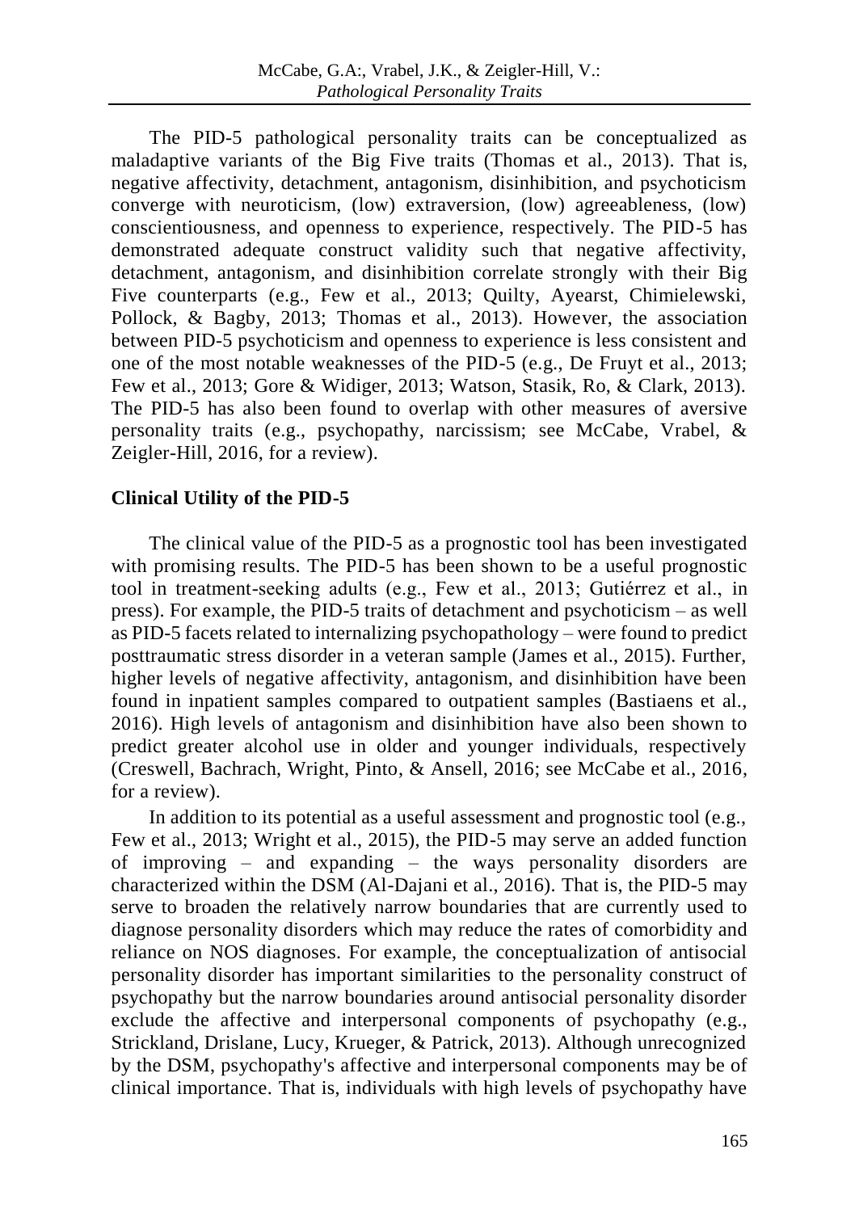The PID-5 pathological personality traits can be conceptualized as maladaptive variants of the Big Five traits (Thomas et al., 2013). That is, negative affectivity, detachment, antagonism, disinhibition, and psychoticism converge with neuroticism, (low) extraversion, (low) agreeableness, (low) conscientiousness, and openness to experience, respectively. The PID-5 has demonstrated adequate construct validity such that negative affectivity, detachment, antagonism, and disinhibition correlate strongly with their Big Five counterparts (e.g., Few et al., 2013; Quilty, Ayearst, Chimielewski, Pollock, & Bagby, 2013; Thomas et al., 2013). However, the association between PID-5 psychoticism and openness to experience is less consistent and one of the most notable weaknesses of the PID-5 (e.g., De Fruyt et al., 2013; Few et al., 2013; Gore & Widiger, 2013; Watson, Stasik, Ro, & Clark, 2013). The PID-5 has also been found to overlap with other measures of aversive personality traits (e.g., psychopathy, narcissism; see McCabe, Vrabel, & Zeigler-Hill, 2016, for a review).

## Clinical Utility of the PID-5

The clinical value of the PID-5 as a prognostic tool has been investigated with promising results. The PID-5 has been shown to be a useful prognostic tool in treatment-seeking adults (e.g., Few et al., 2013; Gutiérrez et al., in press). For example, the PID-5 traits of detachment and psychoticism – as well as PID-5 facets related to internalizing psychopathology – were found to predict posttraumatic stress disorder in a veteran sample (James et al., 2015). Further, higher levels of negative affectivity, antagonism, and disinhibition have been found in inpatient samples compared to outpatient samples (Bastiaens et al., 2016). High levels of antagonism and disinhibition have also been shown to predict greater alcohol use in older and younger individuals, respectively (Creswell, Bachrach, Wright, Pinto, & Ansell, 2016; see McCabe et al., 2016, for a review).

In addition to its potential as a useful assessment and prognostic tool (e.g., Few et al., 2013; Wright et al., 2015), the PID-5 may serve an added function of improving – and expanding – the ways personality disorders are characterized within the DSM (Al-Dajani et al., 2016). That is, the PID-5 may serve to broaden the relatively narrow boundaries that are currently used to diagnose personality disorders which may reduce the rates of comorbidity and reliance on NOS diagnoses. For example, the conceptualization of antisocial personality disorder has important similarities to the personality construct of psychopathy but the narrow boundaries around antisocial personality disorder exclude the affective and interpersonal components of psychopathy (e.g., Strickland, Drislane, Lucy, Krueger, & Patrick, 2013). Although unrecognized by the DSM, psychopathy's affective and interpersonal components may be of clinical importance. That is, individuals with high levels of psychopathy have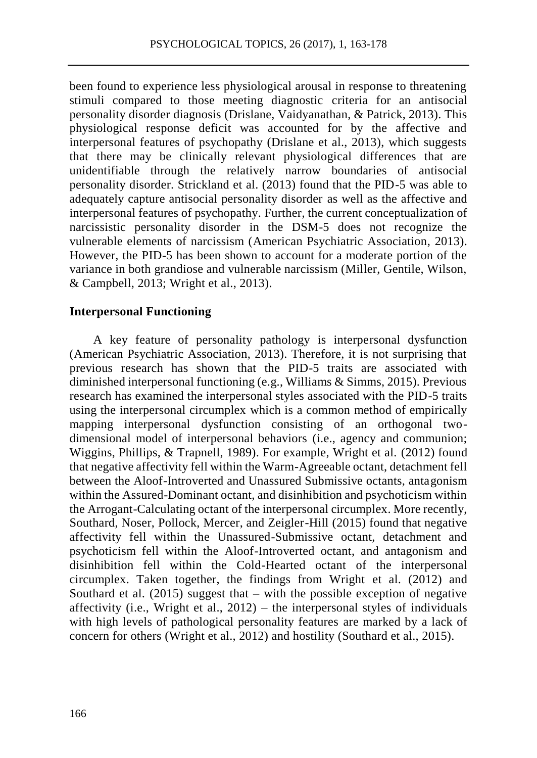been found to experience less physiological arousal in response to threatening stimuli compared to those meeting diagnostic criteria for an antisocial personality disorder diagnosis (Drislane, Vaidyanathan, & Patrick, 2013). This physiological response deficit was accounted for by the affective and interpersonal features of psychopathy (Drislane et al., 2013), which suggests that there may be clinically relevant physiological differences that are unidentifiable through the relatively narrow boundaries of antisocial personality disorder. Strickland et al. (2013) found that the PID-5 was able to adequately capture antisocial personality disorder as well as the affective and interpersonal features of psychopathy. Further, the current conceptualization of narcissistic personality disorder in the DSM-5 does not recognize the vulnerable elements of narcissism (American Psychiatric Association, 2013). However, the PID-5 has been shown to account for a moderate portion of the variance in both grandiose and vulnerable narcissism (Miller, Gentile, Wilson, & Campbell, 2013; Wright et al., 2013).

## Interpersonal Functioning

A key feature of personality pathology is interpersonal dysfunction (American Psychiatric Association, 2013). Therefore, it is not surprising that previous research has shown that the PID-5 traits are associated with diminished interpersonal functioning (e.g., Williams & Simms, 2015). Previous research has examined the interpersonal styles associated with the PID-5 traits using the interpersonal circumplex which is a common method of empirically mapping interpersonal dysfunction consisting of an orthogonal two-dimensional model of interpersonal behaviors (i.e., agency and communion; Wiggins, Phillips, & Trapnell, 1989). For example, Wright et al. (2012) found that negative affectivity fell within the Warm-Agreeable octant, detachment fell between the Aloof-Introverted and Unassured Submissive octants, antagonism within the Assured-Dominant octant, and disinhibition and psychoticism within the Arrogant-Calculating octant of the interpersonal circumplex. More recently, Southard, Noser, Pollock, Mercer, and Zeigler-Hill (2015) found that negative affectivity fell within the Unassured-Submissive octant, detachment and psychoticism fell within the Aloof-Introverted octant, and antagonism and disinhibition fell within the Cold-Hearted octant of the interpersonal circumplex. Taken together, the findings from Wright et al. (2012) and Southard et al. (2015) suggest that – with the possible exception of negative affectivity (i.e., Wright et al., 2012) – the interpersonal styles of individuals with high levels of pathological personality features are marked by a lack of concern for others (Wright et al., 2012) and hostility (Southard et al., 2015).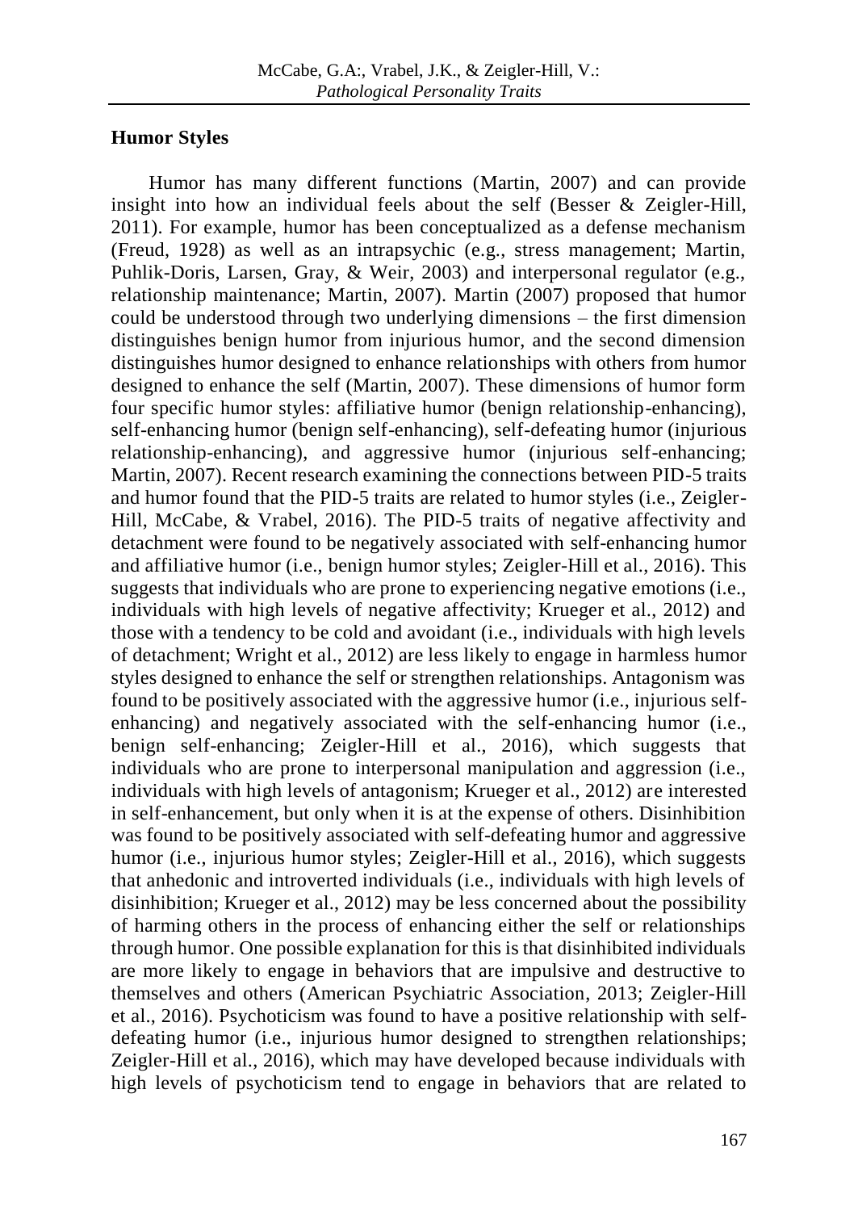## Humor Styles

Humor has many different functions (Martin, 2007) and can provide insight into how an individual feels about the self (Besser & Zeigler-Hill, 2011). For example, humor has been conceptualized as a defense mechanism (Freud, 1928) as well as an intrapsychic (e.g., stress management; Martin, Puhlik-Doris, Larsen, Gray, & Weir, 2003) and interpersonal regulator (e.g., relationship maintenance; Martin, 2007). Martin (2007) proposed that humor could be understood through two underlying dimensions – the first dimension distinguishes benign humor from injurious humor, and the second dimension distinguishes humor designed to enhance relationships with others from humor designed to enhance the self (Martin, 2007). These dimensions of humor form four specific humor styles: affiliative humor (benign relationship-enhancing), self-enhancing humor (benign self-enhancing), self-defeating humor (injurious relationship-enhancing), and aggressive humor (injurious self-enhancing; Martin, 2007). Recent research examining the connections between PID-5 traits and humor found that the PID-5 traits are related to humor styles (i.e., Zeigler-Hill, McCabe, & Vrabel, 2016). The PID-5 traits of negative affectivity and detachment were found to be negatively associated with self-enhancing humor and affiliative humor (i.e., benign humor styles; Zeigler-Hill et al., 2016). This suggests that individuals who are prone to experiencing negative emotions (i.e., individuals with high levels of negative affectivity; Krueger et al., 2012) and those with a tendency to be cold and avoidant (i.e., individuals with high levels of detachment; Wright et al., 2012) are less likely to engage in harmless humor styles designed to enhance the self or strengthen relationships. Antagonism was found to be positively associated with the aggressive humor (i.e., injurious self-enhancing) and negatively associated with the self-enhancing humor (i.e., benign self-enhancing; Zeigler-Hill et al., 2016), which suggests that individuals who are prone to interpersonal manipulation and aggression (i.e., individuals with high levels of antagonism; Krueger et al., 2012) are interested in self-enhancement, but only when it is at the expense of others. Disinhibition was found to be positively associated with self-defeating humor and aggressive humor (i.e., injurious humor styles; Zeigler-Hill et al., 2016), which suggests that anhedonic and introverted individuals (i.e., individuals with high levels of disinhibition; Krueger et al., 2012) may be less concerned about the possibility of harming others in the process of enhancing either the self or relationships through humor. One possible explanation for this is that disinhibited individuals are more likely to engage in behaviors that are impulsive and destructive to themselves and others (American Psychiatric Association, 2013; Zeigler-Hill et al., 2016). Psychoticism was found to have a positive relationship with self-defeating humor (i.e., injurious humor designed to strengthen relationships; Zeigler-Hill et al., 2016), which may have developed because individuals with high levels of psychoticism tend to engage in behaviors that are related to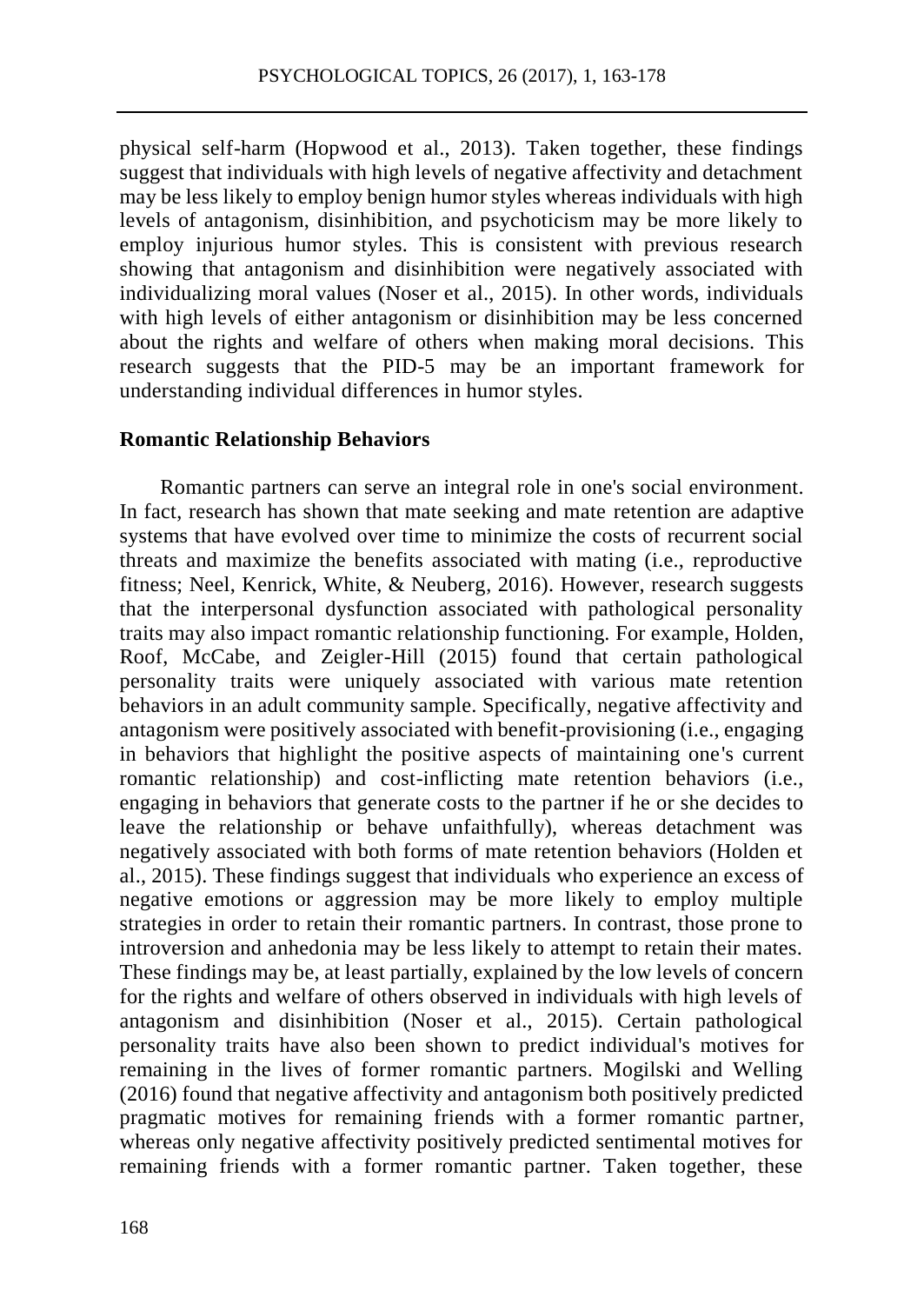physical self-harm (Hopwood et al., 2013). Taken together, these findings suggest that individuals with high levels of negative affectivity and detachment may be less likely to employ benign humor styles whereas individuals with high levels of antagonism, disinhibition, and psychoticism may be more likely to employ injurious humor styles. This is consistent with previous research showing that antagonism and disinhibition were negatively associated with individualizing moral values (Noser et al., 2015). In other words, individuals with high levels of either antagonism or disinhibition may be less concerned about the rights and welfare of others when making moral decisions. This research suggests that the PID-5 may be an important framework for understanding individual differences in humor styles.

### Romantic Relationship Behaviors

Romantic partners can serve an integral role in one's social environment. In fact, research has shown that mate seeking and mate retention are adaptive systems that have evolved over time to minimize the costs of recurrent social threats and maximize the benefits associated with mating (i.e., reproductive fitness; Neel, Kenrick, White, & Neuberg, 2016). However, research suggests that the interpersonal dysfunction associated with pathological personality traits may also impact romantic relationship functioning. For example, Holden, Roof, McCabe, and Zeigler-Hill (2015) found that certain pathological personality traits were uniquely associated with various mate retention behaviors in an adult community sample. Specifically, negative affectivity and antagonism were positively associated with benefit-provisioning (i.e., engaging in behaviors that highlight the positive aspects of maintaining one's current romantic relationship) and cost-inflicting mate retention behaviors (i.e., engaging in behaviors that generate costs to the partner if he or she decides to leave the relationship or behave unfaithfully), whereas detachment was negatively associated with both forms of mate retention behaviors (Holden et al., 2015). These findings suggest that individuals who experience an excess of negative emotions or aggression may be more likely to employ multiple strategies in order to retain their romantic partners. In contrast, those prone to introversion and anhedonia may be less likely to attempt to retain their mates. These findings may be, at least partially, explained by the low levels of concern for the rights and welfare of others observed in individuals with high levels of antagonism and disinhibition (Noser et al., 2015). Certain pathological personality traits have also been shown to predict individual's motives for remaining in the lives of former romantic partners. Mogilski and Welling (2016) found that negative affectivity and antagonism both positively predicted pragmatic motives for remaining friends with a former romantic partner, whereas only negative affectivity positively predicted sentimental motives for remaining friends with a former romantic partner. Taken together, these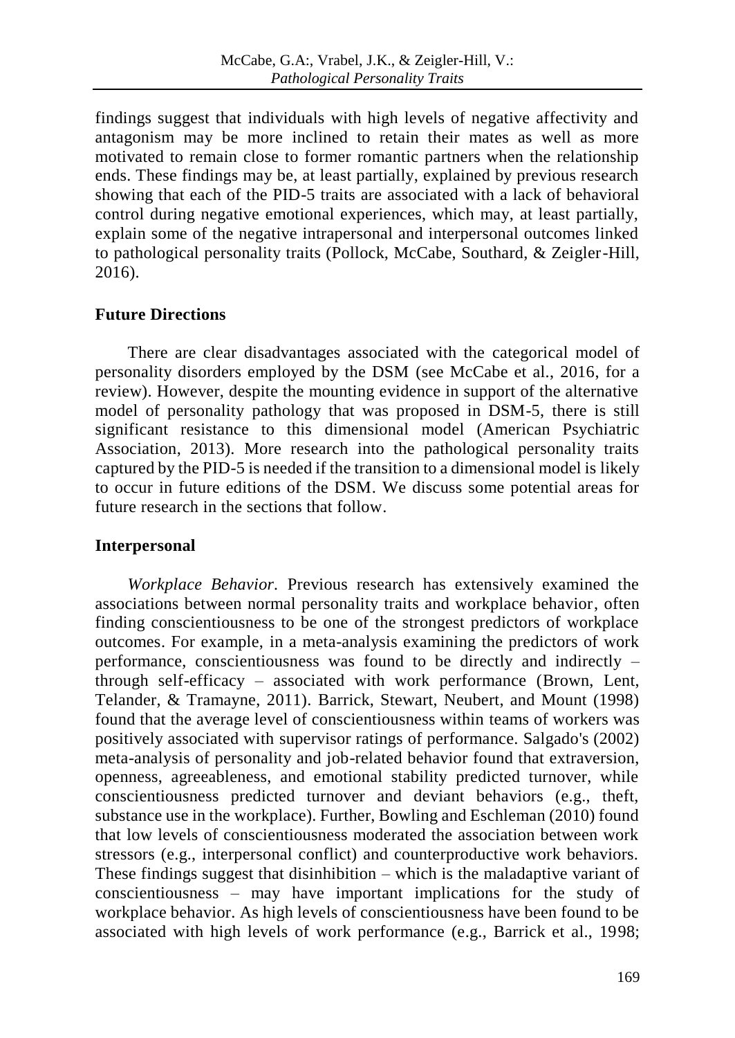findings suggest that individuals with high levels of negative affectivity and antagonism may be more inclined to retain their mates as well as more motivated to remain close to former romantic partners when the relationship ends. These findings may be, at least partially, explained by previous research showing that each of the PID-5 traits are associated with a lack of behavioral control during negative emotional experiences, which may, at least partially, explain some of the negative intrapersonal and interpersonal outcomes linked to pathological personality traits (Pollock, McCabe, Southard, & Zeigler-Hill, 2016).

## Future Directions

There are clear disadvantages associated with the categorical model of personality disorders employed by the DSM (see McCabe et al., 2016, for a review). However, despite the mounting evidence in support of the alternative model of personality pathology that was proposed in DSM-5, there is still significant resistance to this dimensional model (American Psychiatric Association, 2013). More research into the pathological personality traits captured by the PID-5 is needed if the transition to a dimensional model is likely to occur in future editions of the DSM. We discuss some potential areas for future research in the sections that follow.

## Interpersonal

*Workplace Behavior.* Previous research has extensively examined the associations between normal personality traits and workplace behavior, often finding conscientiousness to be one of the strongest predictors of workplace outcomes. For example, in a meta-analysis examining the predictors of work performance, conscientiousness was found to be directly and indirectly – through self-efficacy – associated with work performance (Brown, Lent, Telander, & Tramayne, 2011). Barrick, Stewart, Neubert, and Mount (1998) found that the average level of conscientiousness within teams of workers was positively associated with supervisor ratings of performance. Salgado's (2002) meta-analysis of personality and job-related behavior found that extraversion, openness, agreeableness, and emotional stability predicted turnover, while conscientiousness predicted turnover and deviant behaviors (e.g., theft, substance use in the workplace). Further, Bowling and Eschleman (2010) found that low levels of conscientiousness moderated the association between work stressors (e.g., interpersonal conflict) and counterproductive work behaviors. These findings suggest that disinhibition – which is the maladaptive variant of conscientiousness – may have important implications for the study of workplace behavior. As high levels of conscientiousness have been found to be associated with high levels of work performance (e.g., Barrick et al., 1998;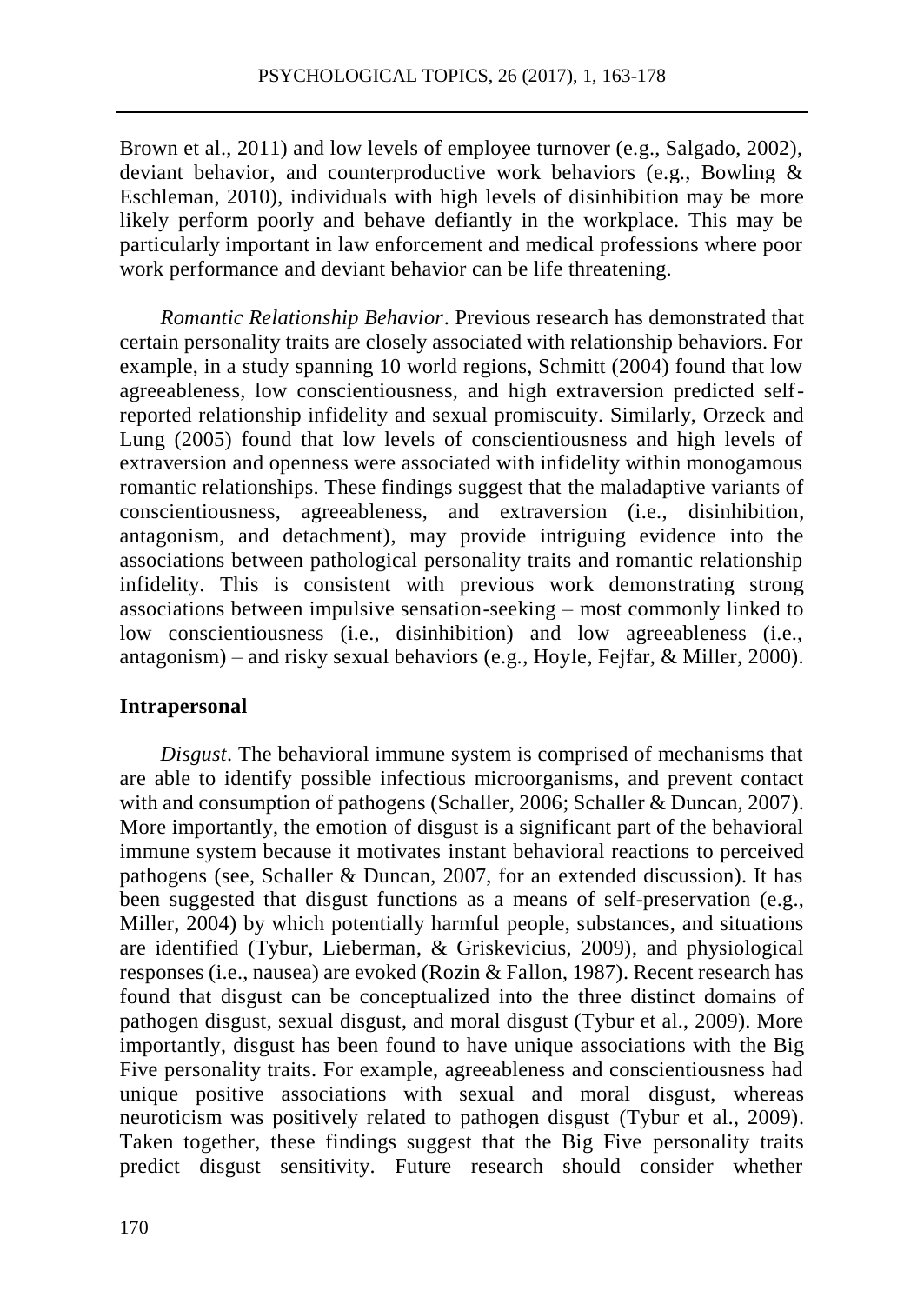Brown et al., 2011) and low levels of employee turnover (e.g., Salgado, 2002), deviant behavior, and counterproductive work behaviors (e.g., Bowling & Eschleman, 2010), individuals with high levels of disinhibition may be more likely perform poorly and behave defiantly in the workplace. This may be particularly important in law enforcement and medical professions where poor work performance and deviant behavior can be life threatening.

*Romantic Relationship Behavior*. Previous research has demonstrated that certain personality traits are closely associated with relationship behaviors. For example, in a study spanning 10 world regions, Schmitt (2004) found that low agreeableness, low conscientiousness, and high extraversion predicted self-reported relationship infidelity and sexual promiscuity. Similarly, Orzeck and Lung (2005) found that low levels of conscientiousness and high levels of extraversion and openness were associated with infidelity within monogamous romantic relationships. These findings suggest that the maladaptive variants of conscientiousness, agreeableness, and extraversion (i.e., disinhibition, antagonism, and detachment), may provide intriguing evidence into the associations between pathological personality traits and romantic relationship infidelity. This is consistent with previous work demonstrating strong associations between impulsive sensation-seeking – most commonly linked to low conscientiousness (i.e., disinhibition) and low agreeableness (i.e., antagonism) – and risky sexual behaviors (e.g., Hoyle, Fejfar, & Miller, 2000).

**Intrapersonal**

*Disgust*. The behavioral immune system is comprised of mechanisms that are able to identify possible infectious microorganisms, and prevent contact with and consumption of pathogens (Schaller, 2006; Schaller & Duncan, 2007). More importantly, the emotion of disgust is a significant part of the behavioral immune system because it motivates instant behavioral reactions to perceived pathogens (see, Schaller & Duncan, 2007, for an extended discussion). It has been suggested that disgust functions as a means of self-preservation (e.g., Miller, 2004) by which potentially harmful people, substances, and situations are identified (Tybur, Lieberman, & Griskevicius, 2009), and physiological responses (i.e., nausea) are evoked (Rozin & Fallon, 1987). Recent research has found that disgust can be conceptualized into the three distinct domains of pathogen disgust, sexual disgust, and moral disgust (Tybur et al., 2009). More importantly, disgust has been found to have unique associations with the Big Five personality traits. For example, agreeableness and conscientiousness had unique positive associations with sexual and moral disgust, whereas neuroticism was positively related to pathogen disgust (Tybur et al., 2009). Taken together, these findings suggest that the Big Five personality traits predict disgust sensitivity. Future research should consider whether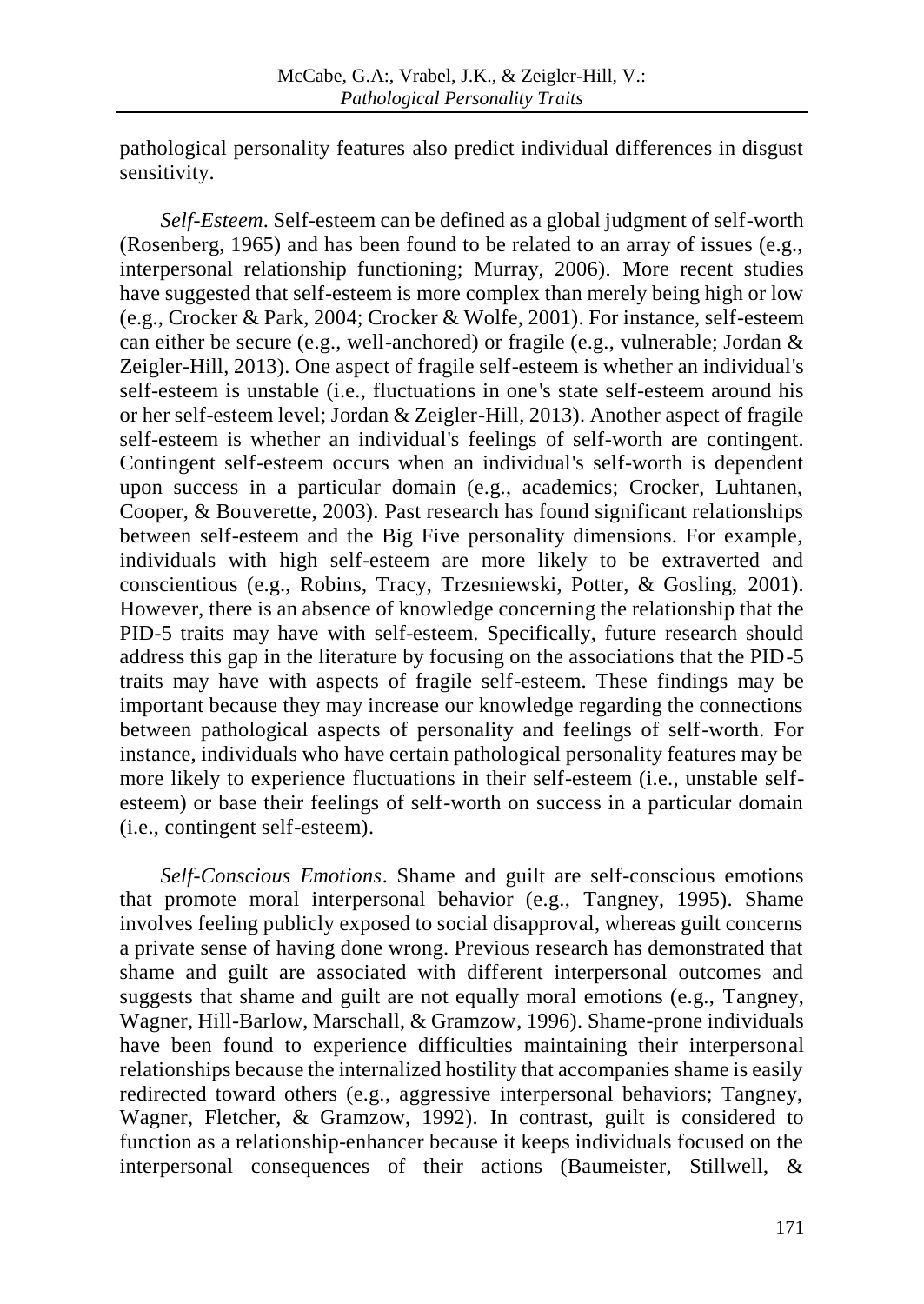pathological personality features also predict individual differences in disgust sensitivity.

*Self-Esteem*. Self-esteem can be defined as a global judgment of self-worth (Rosenberg, 1965) and has been found to be related to an array of issues (e.g., interpersonal relationship functioning; Murray, 2006). More recent studies have suggested that self-esteem is more complex than merely being high or low (e.g., Crocker & Park, 2004; Crocker & Wolfe, 2001). For instance, self-esteem can either be secure (e.g., well-anchored) or fragile (e.g., vulnerable; Jordan & Zeigler-Hill, 2013). One aspect of fragile self-esteem is whether an individual's self-esteem is unstable (i.e., fluctuations in one's state self-esteem around his or her self-esteem level; Jordan & Zeigler-Hill, 2013). Another aspect of fragile self-esteem is whether an individual's feelings of self-worth are contingent. Contingent self-esteem occurs when an individual's self-worth is dependent upon success in a particular domain (e.g., academics; Crocker, Luhtanen, Cooper, & Bouverette, 2003). Past research has found significant relationships between self-esteem and the Big Five personality dimensions. For example, individuals with high self-esteem are more likely to be extraverted and conscientious (e.g., Robins, Tracy, Trzesniewski, Potter, & Gosling, 2001). However, there is an absence of knowledge concerning the relationship that the PID-5 traits may have with self-esteem. Specifically, future research should address this gap in the literature by focusing on the associations that the PID-5 traits may have with aspects of fragile self-esteem. These findings may be important because they may increase our knowledge regarding the connections between pathological aspects of personality and feelings of self-worth. For instance, individuals who have certain pathological personality features may be more likely to experience fluctuations in their self-esteem (i.e., unstable self-esteem) or base their feelings of self-worth on success in a particular domain (i.e., contingent self-esteem).

*Self-Conscious Emotions*. Shame and guilt are self-conscious emotions that promote moral interpersonal behavior (e.g., Tangney, 1995). Shame involves feeling publicly exposed to social disapproval, whereas guilt concerns a private sense of having done wrong. Previous research has demonstrated that shame and guilt are associated with different interpersonal outcomes and suggests that shame and guilt are not equally moral emotions (e.g., Tangney, Wagner, Hill-Barlow, Marschall, & Gramzow, 1996). Shame-prone individuals have been found to experience difficulties maintaining their interpersonal relationships because the internalized hostility that accompanies shame is easily redirected toward others (e.g., aggressive interpersonal behaviors; Tangney, Wagner, Fletcher, & Gramzow, 1992). In contrast, guilt is considered to function as a relationship-enhancer because it keeps individuals focused on the interpersonal consequences of their actions (Baumeister, Stillwell, &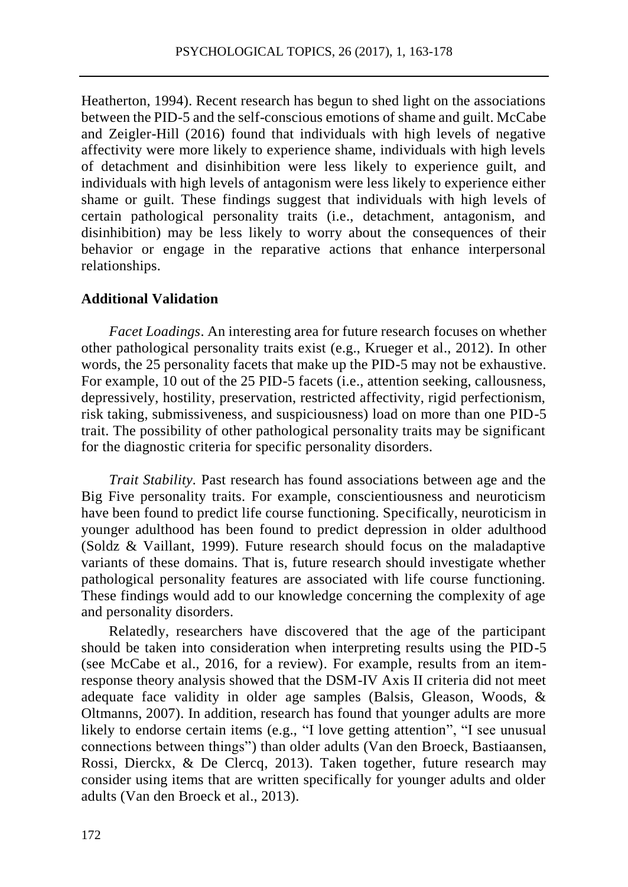Heatherton, 1994). Recent research has begun to shed light on the associations between the PID-5 and the self-conscious emotions of shame and guilt. McCabe and Zeigler-Hill (2016) found that individuals with high levels of negative affectivity were more likely to experience shame, individuals with high levels of detachment and disinhibition were less likely to experience guilt, and individuals with high levels of antagonism were less likely to experience either shame or guilt. These findings suggest that individuals with high levels of certain pathological personality traits (i.e., detachment, antagonism, and disinhibition) may be less likely to worry about the consequences of their behavior or engage in the reparative actions that enhance interpersonal relationships.

### Additional Validation

*Facet Loadings*. An interesting area for future research focuses on whether other pathological personality traits exist (e.g., Krueger et al., 2012). In other words, the 25 personality facets that make up the PID-5 may not be exhaustive. For example, 10 out of the 25 PID-5 facets (i.e., attention seeking, callousness, depressively, hostility, preservation, restricted affectivity, rigid perfectionism, risk taking, submissiveness, and suspiciousness) load on more than one PID-5 trait. The possibility of other pathological personality traits may be significant for the diagnostic criteria for specific personality disorders.

*Trait Stability.* Past research has found associations between age and the Big Five personality traits. For example, conscientiousness and neuroticism have been found to predict life course functioning. Specifically, neuroticism in younger adulthood has been found to predict depression in older adulthood (Soldz & Vaillant, 1999). Future research should focus on the maladaptive variants of these domains. That is, future research should investigate whether pathological personality features are associated with life course functioning. These findings would add to our knowledge concerning the complexity of age and personality disorders.

Relatedly, researchers have discovered that the age of the participant should be taken into consideration when interpreting results using the PID-5 (see McCabe et al., 2016, for a review). For example, results from an item-response theory analysis showed that the DSM-IV Axis II criteria did not meet adequate face validity in older age samples (Balsis, Gleason, Woods, & Oltmanns, 2007). In addition, research has found that younger adults are more likely to endorse certain items (e.g., "I love getting attention", "I see unusual connections between things") than older adults (Van den Broeck, Bastiaansen, Rossi, Dierckx, & De Clercq, 2013). Taken together, future research may consider using items that are written specifically for younger adults and older adults (Van den Broeck et al., 2013).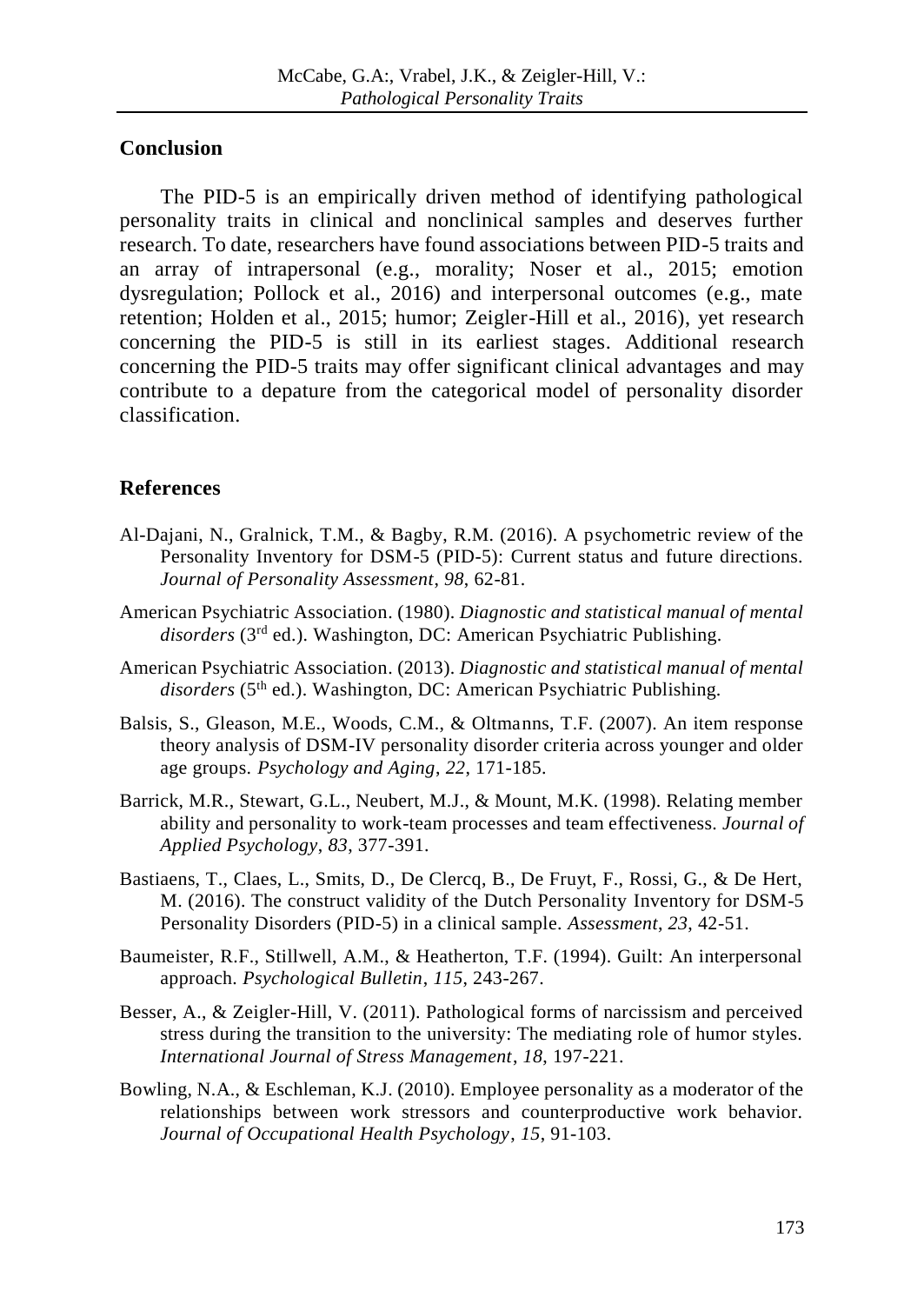## Conclusion

The PID-5 is an empirically driven method of identifying pathological personality traits in clinical and nonclinical samples and deserves further research. To date, researchers have found associations between PID-5 traits and an array of intrapersonal (e.g., morality; Noser et al., 2015; emotion dysregulation; Pollock et al., 2016) and interpersonal outcomes (e.g., mate retention; Holden et al., 2015; humor; Zeigler-Hill et al., 2016), yet research concerning the PID-5 is still in its earliest stages. Additional research concerning the PID-5 traits may offer significant clinical advantages and may contribute to a depature from the categorical model of personality disorder classification.

## References

Al-Dajani, N., Gralnick, T.M., & Bagby, R.M. (2016). A psychometric review of the Personality Inventory for DSM-5 (PID-5): Current status and future directions. *Journal of Personality Assessment*, *98*, 62-81.

American Psychiatric Association. (1980). *Diagnostic and statistical manual of mental disorders* (3rd ed.). Washington, DC: American Psychiatric Publishing.

American Psychiatric Association. (2013). *Diagnostic and statistical manual of mental disorders* (5th ed.). Washington, DC: American Psychiatric Publishing.

Balsis, S., Gleason, M.E., Woods, C.M., & Oltmanns, T.F. (2007). An item response theory analysis of DSM-IV personality disorder criteria across younger and older age groups. *Psychology and Aging*, *22*, 171-185.

Barrick, M.R., Stewart, G.L., Neubert, M.J., & Mount, M.K. (1998). Relating member ability and personality to work-team processes and team effectiveness. *Journal of Applied Psychology*, *83*, 377-391.

Bastiaens, T., Claes, L., Smits, D., De Clercq, B., De Fruyt, F., Rossi, G., & De Hert, M. (2016). The construct validity of the Dutch Personality Inventory for DSM-5 Personality Disorders (PID-5) in a clinical sample. *Assessment*, *23*, 42-51.

Baumeister, R.F., Stillwell, A.M., & Heatherton, T.F. (1994). Guilt: An interpersonal approach. *Psychological Bulletin*, *115*, 243-267.

Besser, A., & Zeigler-Hill, V. (2011). Pathological forms of narcissism and perceived stress during the transition to the university: The mediating role of humor styles. *International Journal of Stress Management*, *18*, 197-221.

Bowling, N.A., & Eschleman, K.J. (2010). Employee personality as a moderator of the relationships between work stressors and counterproductive work behavior. *Journal of Occupational Health Psychology*, *15*, 91-103.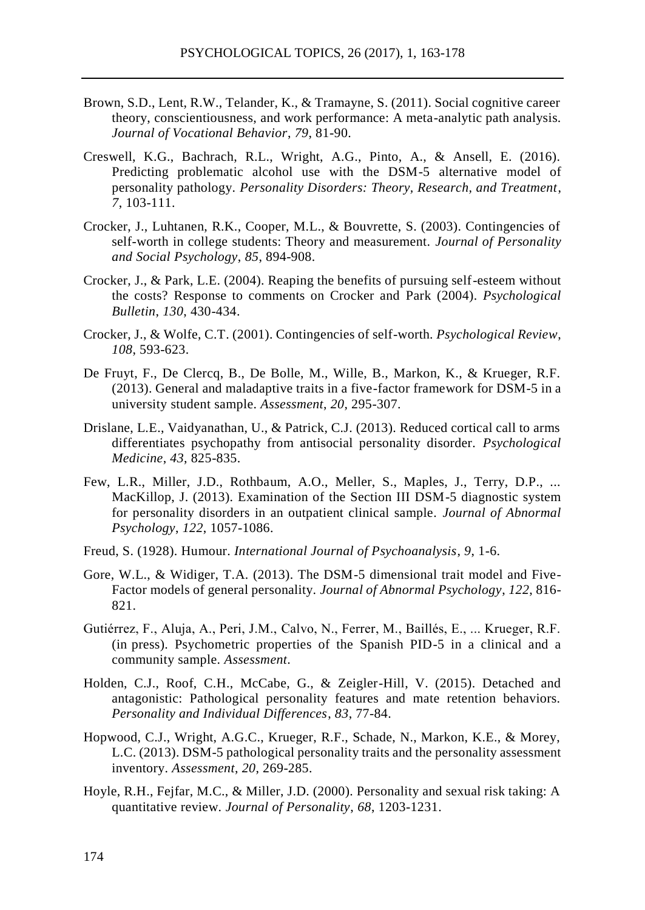Brown, S.D., Lent, R.W., Telander, K., & Tramayne, S. (2011). Social cognitive career theory, conscientiousness, and work performance: A meta-analytic path analysis. *Journal of Vocational Behavior*, *79*, 81-90.

Creswell, K.G., Bachrach, R.L., Wright, A.G., Pinto, A., & Ansell, E. (2016). Predicting problematic alcohol use with the DSM-5 alternative model of personality pathology. *Personality Disorders: Theory, Research, and Treatment*, *7*, 103-111.

Crocker, J., Luhtanen, R.K., Cooper, M.L., & Bouvrette, S. (2003). Contingencies of self-worth in college students: Theory and measurement. *Journal of Personality and Social Psychology*, *85*, 894-908.

Crocker, J., & Park, L.E. (2004). Reaping the benefits of pursuing self-esteem without the costs? Response to comments on Crocker and Park (2004). *Psychological Bulletin*, *130*, 430-434.

Crocker, J., & Wolfe, C.T. (2001). Contingencies of self-worth. *Psychological Review*, *108*, 593-623.

De Fruyt, F., De Clercq, B., De Bolle, M., Wille, B., Markon, K., & Krueger, R.F. (2013). General and maladaptive traits in a five-factor framework for DSM-5 in a university student sample. *Assessment*, *20*, 295-307.

Drislane, L.E., Vaidyanathan, U., & Patrick, C.J. (2013). Reduced cortical call to arms differentiates psychopathy from antisocial personality disorder. *Psychological Medicine*, *43*, 825-835.

Few, L.R., Miller, J.D., Rothbaum, A.O., Meller, S., Maples, J., Terry, D.P., ... MacKillop, J. (2013). Examination of the Section III DSM-5 diagnostic system for personality disorders in an outpatient clinical sample. *Journal of Abnormal Psychology*, *122*, 1057-1086.

Freud, S. (1928). Humour. *International Journal of Psychoanalysis*, *9*, 1-6.

Gore, W.L., & Widiger, T.A. (2013). The DSM-5 dimensional trait model and Five-Factor models of general personality. *Journal of Abnormal Psychology*, *122*, 816-821.

Gutiérrez, F., Aluja, A., Peri, J.M., Calvo, N., Ferrer, M., Baillés, E., ... Krueger, R.F. (in press). Psychometric properties of the Spanish PID-5 in a clinical and a community sample. *Assessment*.

Holden, C.J., Roof, C.H., McCabe, G., & Zeigler-Hill, V. (2015). Detached and antagonistic: Pathological personality features and mate retention behaviors. *Personality and Individual Differences*, *83*, 77-84.

Hopwood, C.J., Wright, A.G.C., Krueger, R.F., Schade, N., Markon, K.E., & Morey, L.C. (2013). DSM-5 pathological personality traits and the personality assessment inventory. *Assessment*, *20*, 269-285.

Hoyle, R.H., Fejfar, M.C., & Miller, J.D. (2000). Personality and sexual risk taking: A quantitative review. *Journal of Personality*, *68*, 1203-1231.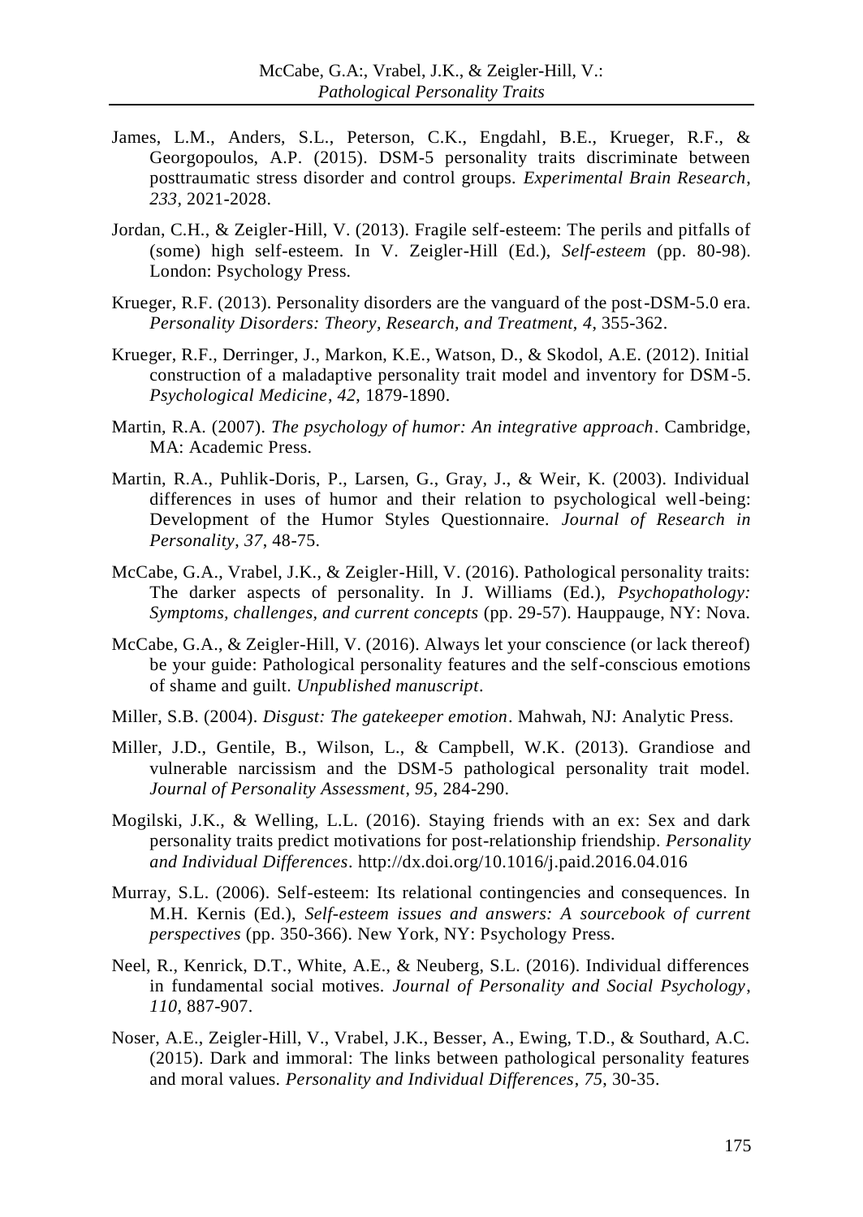James, L.M., Anders, S.L., Peterson, C.K., Engdahl, B.E., Krueger, R.F., & Georgopoulos, A.P. (2015). DSM-5 personality traits discriminate between posttraumatic stress disorder and control groups. *Experimental Brain Research*, *233*, 2021-2028.

Jordan, C.H., & Zeigler-Hill, V. (2013). Fragile self-esteem: The perils and pitfalls of (some) high self-esteem. In V. Zeigler-Hill (Ed.), *Self-esteem* (pp. 80-98). London: Psychology Press.

Krueger, R.F. (2013). Personality disorders are the vanguard of the post-DSM-5.0 era. *Personality Disorders: Theory, Research, and Treatment*, *4*, 355-362.

Krueger, R.F., Derringer, J., Markon, K.E., Watson, D., & Skodol, A.E. (2012). Initial construction of a maladaptive personality trait model and inventory for DSM-5. *Psychological Medicine*, *42*, 1879-1890.

Martin, R.A. (2007). *The psychology of humor: An integrative approach*. Cambridge, MA: Academic Press.

Martin, R.A., Puhlik-Doris, P., Larsen, G., Gray, J., & Weir, K. (2003). Individual differences in uses of humor and their relation to psychological well-being: Development of the Humor Styles Questionnaire. *Journal of Research in Personality*, *37*, 48-75.

McCabe, G.A., Vrabel, J.K., & Zeigler-Hill, V. (2016). Pathological personality traits: The darker aspects of personality. In J. Williams (Ed.), *Psychopathology: Symptoms, challenges, and current concepts* (pp. 29-57). Hauppauge, NY: Nova.

McCabe, G.A., & Zeigler-Hill, V. (2016). Always let your conscience (or lack thereof) be your guide: Pathological personality features and the self-conscious emotions of shame and guilt. *Unpublished manuscript*.

Miller, S.B. (2004). *Disgust: The gatekeeper emotion*. Mahwah, NJ: Analytic Press.

Miller, J.D., Gentile, B., Wilson, L., & Campbell, W.K. (2013). Grandiose and vulnerable narcissism and the DSM-5 pathological personality trait model. *Journal of Personality Assessment*, *95*, 284-290.

Mogilski, J.K., & Welling, L.L. (2016). Staying friends with an ex: Sex and dark personality traits predict motivations for post-relationship friendship. *Personality and Individual Differences*. http://dx.doi.org/10.1016/j.paid.2016.04.016

Murray, S.L. (2006). Self-esteem: Its relational contingencies and consequences. In M.H. Kernis (Ed.), *Self-esteem issues and answers: A sourcebook of current perspectives* (pp. 350-366). New York, NY: Psychology Press.

Neel, R., Kenrick, D.T., White, A.E., & Neuberg, S.L. (2016). Individual differences in fundamental social motives. *Journal of Personality and Social Psychology*, *110*, 887-907.

Noser, A.E., Zeigler-Hill, V., Vrabel, J.K., Besser, A., Ewing, T.D., & Southard, A.C. (2015). Dark and immoral: The links between pathological personality features and moral values. *Personality and Individual Differences*, *75*, 30-35.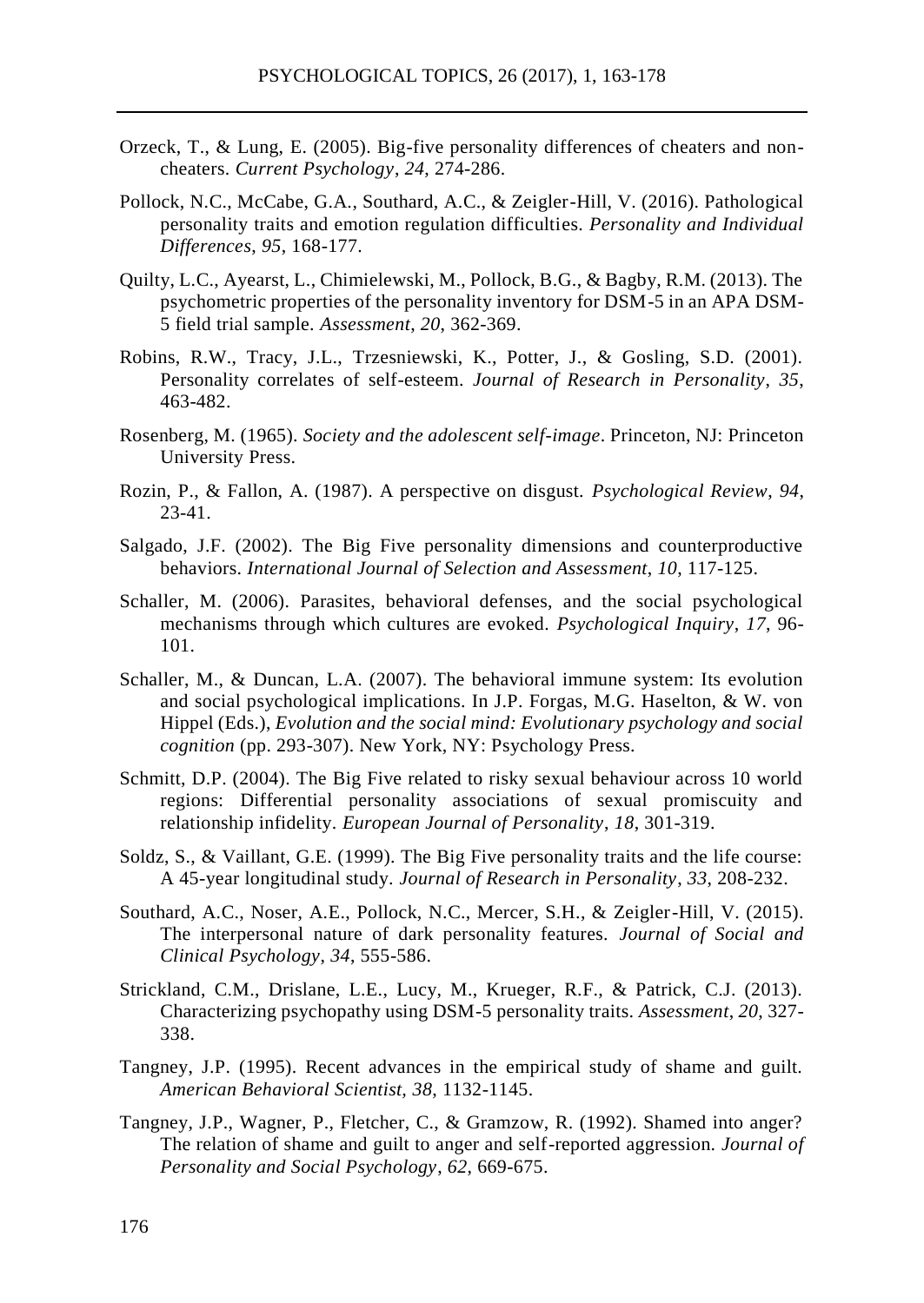Orzeck, T., & Lung, E. (2005). Big-five personality differences of cheaters and non-cheaters. *Current Psychology*, *24*, 274-286.

Pollock, N.C., McCabe, G.A., Southard, A.C., & Zeigler-Hill, V. (2016). Pathological personality traits and emotion regulation difficulties. *Personality and Individual Differences*, *95*, 168-177.

Quilty, L.C., Ayearst, L., Chimielewski, M., Pollock, B.G., & Bagby, R.M. (2013). The psychometric properties of the personality inventory for DSM-5 in an APA DSM-5 field trial sample. *Assessment*, *20*, 362-369.

Robins, R.W., Tracy, J.L., Trzesniewski, K., Potter, J., & Gosling, S.D. (2001). Personality correlates of self-esteem. *Journal of Research in Personality*, *35*, 463-482.

Rosenberg, M. (1965). *Society and the adolescent self-image*. Princeton, NJ: Princeton University Press.

Rozin, P., & Fallon, A. (1987). A perspective on disgust. *Psychological Review*, *94*, 23-41.

Salgado, J.F. (2002). The Big Five personality dimensions and counterproductive behaviors. *International Journal of Selection and Assessment*, *10*, 117-125.

Schaller, M. (2006). Parasites, behavioral defenses, and the social psychological mechanisms through which cultures are evoked. *Psychological Inquiry*, *17*, 96-101.

Schaller, M., & Duncan, L.A. (2007). The behavioral immune system: Its evolution and social psychological implications. In J.P. Forgas, M.G. Haselton, & W. von Hippel (Eds.), *Evolution and the social mind: Evolutionary psychology and social cognition* (pp. 293-307). New York, NY: Psychology Press.

Schmitt, D.P. (2004). The Big Five related to risky sexual behaviour across 10 world regions: Differential personality associations of sexual promiscuity and relationship infidelity. *European Journal of Personality*, *18*, 301-319.

Soldz, S., & Vaillant, G.E. (1999). The Big Five personality traits and the life course: A 45-year longitudinal study. *Journal of Research in Personality*, *33*, 208-232.

Southard, A.C., Noser, A.E., Pollock, N.C., Mercer, S.H., & Zeigler-Hill, V. (2015). The interpersonal nature of dark personality features. *Journal of Social and Clinical Psychology*, *34*, 555-586.

Strickland, C.M., Drislane, L.E., Lucy, M., Krueger, R.F., & Patrick, C.J. (2013). Characterizing psychopathy using DSM-5 personality traits. *Assessment*, *20*, 327-338.

Tangney, J.P. (1995). Recent advances in the empirical study of shame and guilt. *American Behavioral Scientist, 38*, 1132-1145.

Tangney, J.P., Wagner, P., Fletcher, C., & Gramzow, R. (1992). Shamed into anger? The relation of shame and guilt to anger and self-reported aggression. *Journal of Personality and Social Psychology*, *62*, 669-675.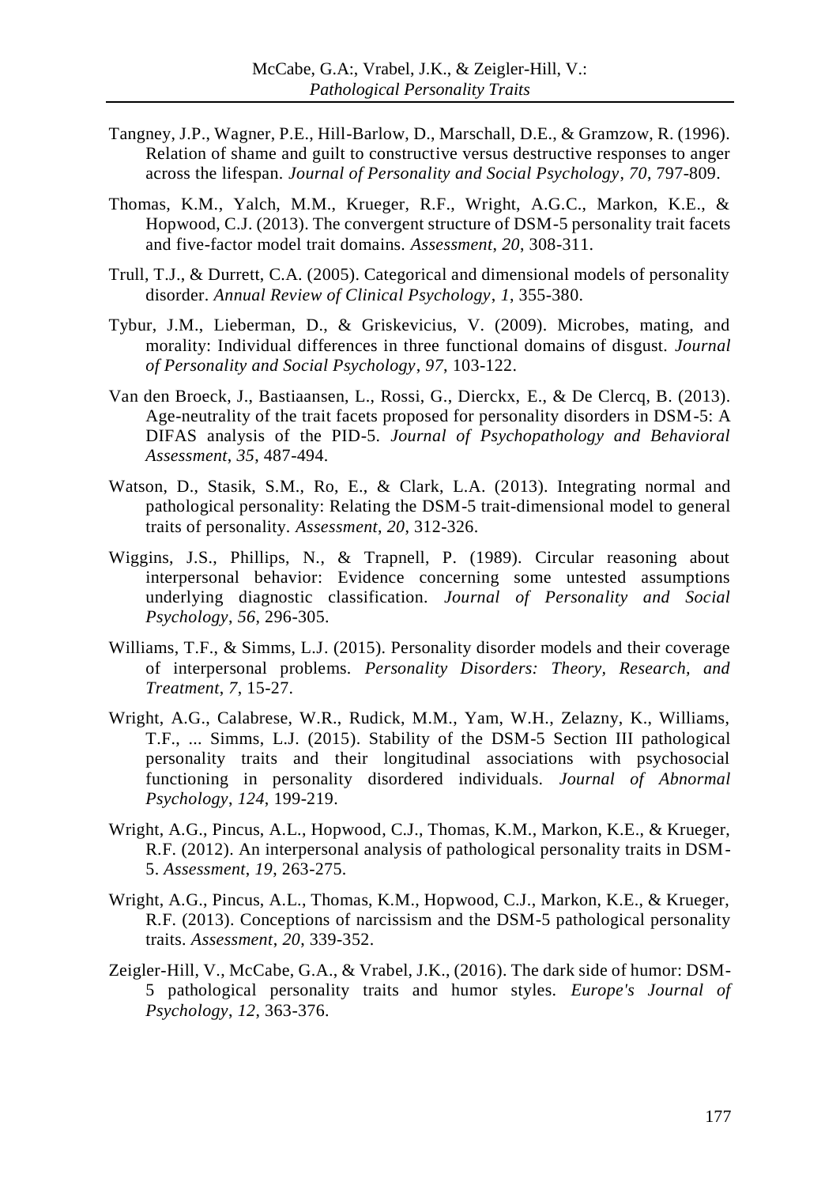Tangney, J.P., Wagner, P.E., Hill-Barlow, D., Marschall, D.E., & Gramzow, R. (1996). Relation of shame and guilt to constructive versus destructive responses to anger across the lifespan. *Journal of Personality and Social Psychology*, *70*, 797-809.

Thomas, K.M., Yalch, M.M., Krueger, R.F., Wright, A.G.C., Markon, K.E., & Hopwood, C.J. (2013). The convergent structure of DSM-5 personality trait facets and five-factor model trait domains. *Assessment*, *20*, 308-311.

Trull, T.J., & Durrett, C.A. (2005). Categorical and dimensional models of personality disorder. *Annual Review of Clinical Psychology*, *1*, 355-380.

Tybur, J.M., Lieberman, D., & Griskevicius, V. (2009). Microbes, mating, and morality: Individual differences in three functional domains of disgust. *Journal of Personality and Social Psychology*, *97*, 103-122.

Van den Broeck, J., Bastiaansen, L., Rossi, G., Dierckx, E., & De Clercq, B. (2013). Age-neutrality of the trait facets proposed for personality disorders in DSM-5: A DIFAS analysis of the PID-5. *Journal of Psychopathology and Behavioral Assessment*, *35*, 487-494.

Watson, D., Stasik, S.M., Ro, E., & Clark, L.A. (2013). Integrating normal and pathological personality: Relating the DSM-5 trait-dimensional model to general traits of personality. *Assessment*, *20*, 312-326.

Wiggins, J.S., Phillips, N., & Trapnell, P. (1989). Circular reasoning about interpersonal behavior: Evidence concerning some untested assumptions underlying diagnostic classification. *Journal of Personality and Social Psychology*, *56*, 296-305.

Williams, T.F., & Simms, L.J. (2015). Personality disorder models and their coverage of interpersonal problems. *Personality Disorders: Theory, Research, and Treatment*, *7*, 15-27.

Wright, A.G., Calabrese, W.R., Rudick, M.M., Yam, W.H., Zelazny, K., Williams, T.F., ... Simms, L.J. (2015). Stability of the DSM-5 Section III pathological personality traits and their longitudinal associations with psychosocial functioning in personality disordered individuals. *Journal of Abnormal Psychology*, *124*, 199-219.

Wright, A.G., Pincus, A.L., Hopwood, C.J., Thomas, K.M., Markon, K.E., & Krueger, R.F. (2012). An interpersonal analysis of pathological personality traits in DSM-5. *Assessment*, *19*, 263-275.

Wright, A.G., Pincus, A.L., Thomas, K.M., Hopwood, C.J., Markon, K.E., & Krueger, R.F. (2013). Conceptions of narcissism and the DSM-5 pathological personality traits. *Assessment*, *20*, 339-352.

Zeigler-Hill, V., McCabe, G.A., & Vrabel, J.K., (2016). The dark side of humor: DSM-5 pathological personality traits and humor styles. *Europe's Journal of Psychology*, *12*, 363-376.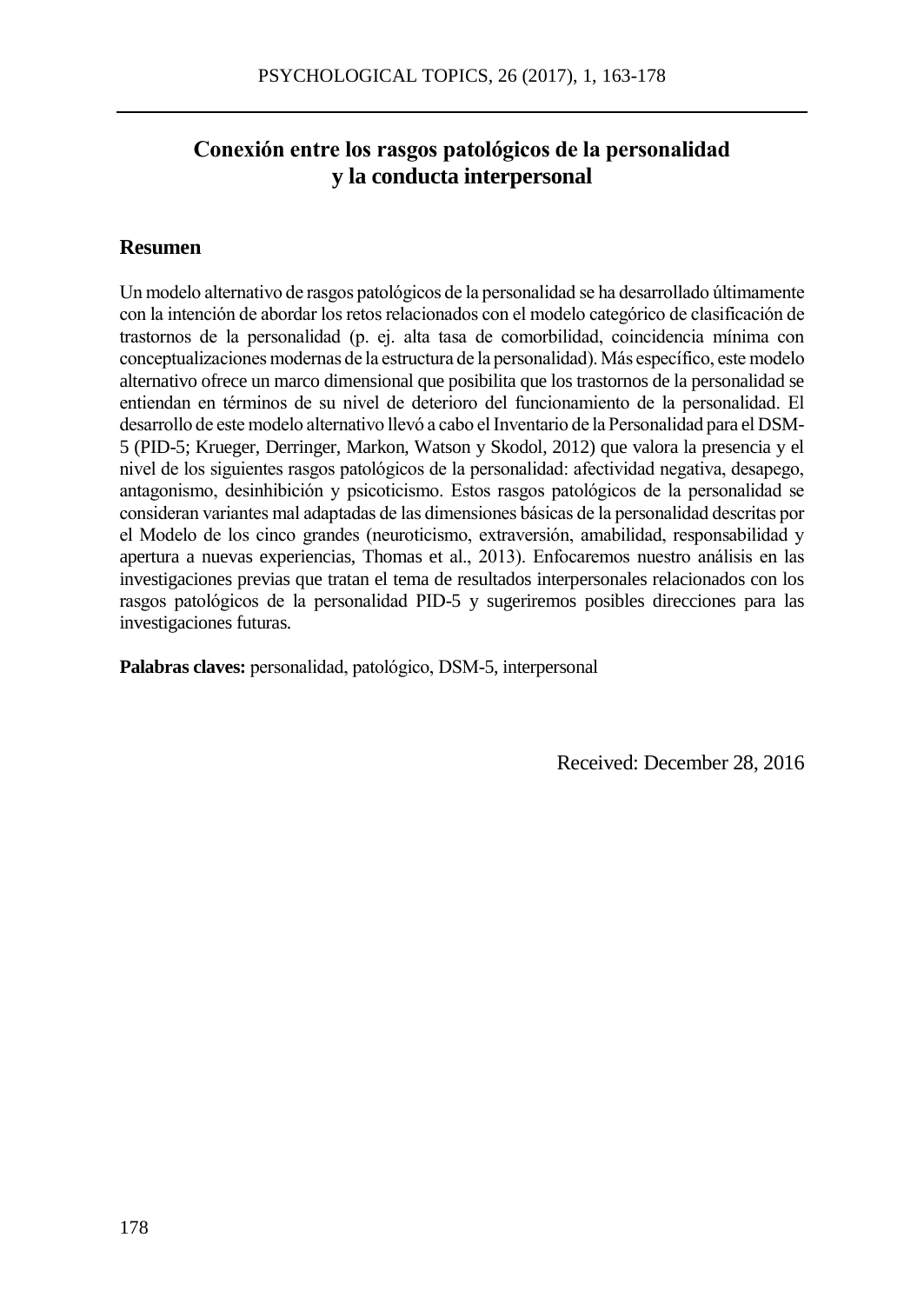# Conexión entre los rasgos patológicos de la personalidad y la conducta interpersonal

## Resumen

Un modelo alternativo de rasgos patológicos de la personalidad se ha desarrollado últimamente con la intención de abordar los retos relacionados con el modelo categórico de clasificación de trastornos de la personalidad (p. ej. alta tasa de comorbilidad, coincidencia mínima con conceptualizaciones modernas de la estructura de la personalidad). Más específico, este modelo alternativo ofrece un marco dimensional que posibilita que los trastornos de la personalidad se entiendan en términos de su nivel de deterioro del funcionamiento de la personalidad. El desarrollo de este modelo alternativo llevó a cabo el Inventario de la Personalidad para el DSM-5 (PID-5; Krueger, Derringer, Markon, Watson y Skodol, 2012) que valora la presencia y el nivel de los siguientes rasgos patológicos de la personalidad: afectividad negativa, desapego, antagonismo, desinhibición y psicoticismo. Estos rasgos patológicos de la personalidad se consideran variantes mal adaptadas de las dimensiones básicas de la personalidad descritas por el Modelo de los cinco grandes (neuroticismo, extraversión, amabilidad, responsabilidad y apertura a nuevas experiencias, Thomas et al., 2013). Enfocaremos nuestro análisis en las investigaciones previas que tratan el tema de resultados interpersonales relacionados con los rasgos patológicos de la personalidad PID-5 y sugeriremos posibles direcciones para las investigaciones futuras.

**Palabras claves:** personalidad, patológico, DSM-5, interpersonal

Received: December 28, 2016